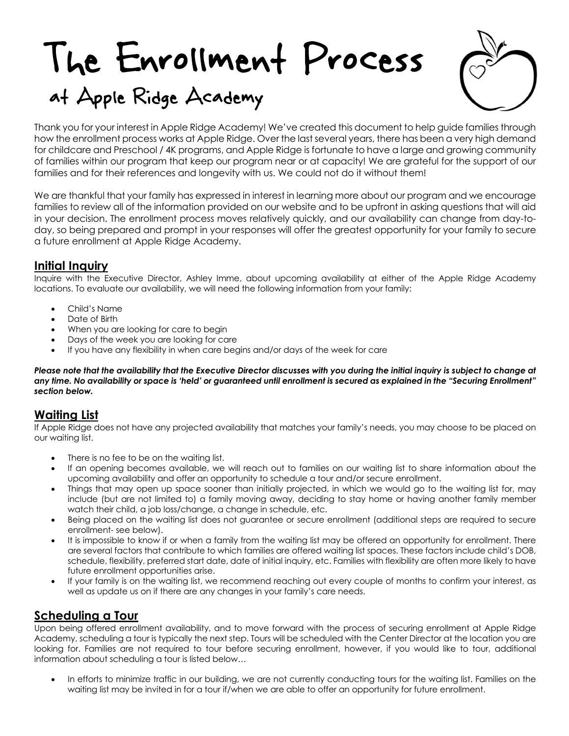# The Enrollment Process

## at Apple Ridge Academy

Thank you for your interest in Apple Ridge Academy! We've created this document to help guide families through how the enrollment process works at Apple Ridge. Over the last several years, there has been a very high demand for childcare and Preschool / 4K programs, and Apple Ridge is fortunate to have a large and growing community of families within our program that keep our program near or at capacity! We are grateful for the support of our families and for their references and longevity with us. We could not do it without them!

We are thankful that your family has expressed in interest in learning more about our program and we encourage families to review all of the information provided on our website and to be upfront in asking questions that will aid in your decision. The enrollment process moves relatively quickly, and our availability can change from day-to-day, so being prepared and prompt in your responses will offer the greatest opportunity for your family to secure a future enrollment at Apple Ridge Academy.

### Initial Inquiry

Inquire with the Executive Director, Ashley Imme, about upcoming availability at either of the Apple Ridge Academy locations. To evaluate our availability, we will need the following information from your family:

- Child's Name
- Date of Birth
- When you are looking for care to begin
- Days of the week you are looking for care
- If you have any flexibility in when care begins and/or days of the week for care

***Please note that the availability that the Executive Director discusses with you during the initial inquiry is subject to change at any time. No availability or space is 'held' or guaranteed until enrollment is secured as explained in the "Securing Enrollment" section below.***

### Waiting List

If Apple Ridge does not have any projected availability that matches your family's needs, you may choose to be placed on our waiting list.

- There is no fee to be on the waiting list.
- If an opening becomes available, we will reach out to families on our waiting list to share information about the upcoming availability and offer an opportunity to schedule a tour and/or secure enrollment.
- Things that may open up space sooner than initially projected, in which we would go to the waiting list for, may include (but are not limited to) a family moving away, deciding to stay home or having another family member watch their child, a job loss/change, a change in schedule, etc.
- Being placed on the waiting list does not guarantee or secure enrollment (additional steps are required to secure enrollment- see below).
- It is impossible to know if or when a family from the waiting list may be offered an opportunity for enrollment. There are several factors that contribute to which families are offered waiting list spaces. These factors include child's DOB, schedule, flexibility, preferred start date, date of initial inquiry, etc. Families with flexibility are often more likely to have future enrollment opportunities arise.
- If your family is on the waiting list, we recommend reaching out every couple of months to confirm your interest, as well as update us on if there are any changes in your family's care needs.

### Scheduling a Tour

Upon being offered enrollment availability, and to move forward with the process of securing enrollment at Apple Ridge Academy, scheduling a tour is typically the next step. Tours will be scheduled with the Center Director at the location you are looking for. Families are not required to tour before securing enrollment, however, if you would like to tour, additional information about scheduling a tour is listed below…

- In efforts to minimize traffic in our building, we are not currently conducting tours for the waiting list. Families on the waiting list may be invited in for a tour if/when we are able to offer an opportunity for future enrollment.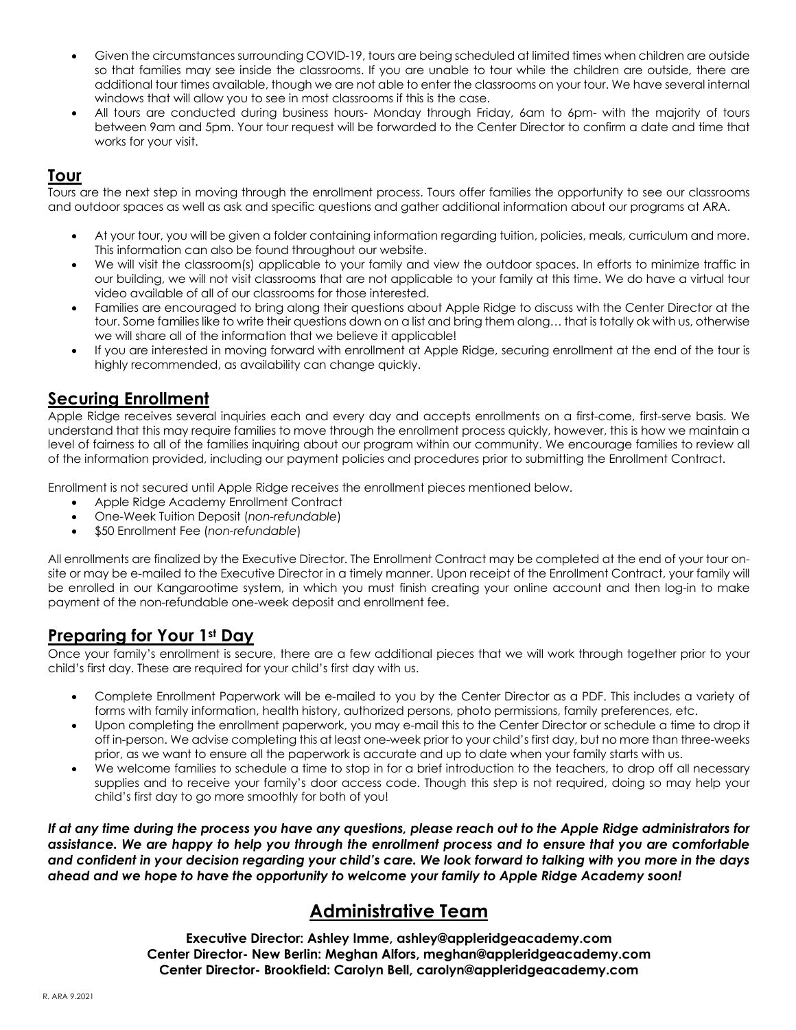- Given the circumstances surrounding COVID-19, tours are being scheduled at limited times when children are outside so that families may see inside the classrooms. If you are unable to tour while the children are outside, there are additional tour times available, though we are not able to enter the classrooms on your tour. We have several internal windows that will allow you to see in most classrooms if this is the case.
- All tours are conducted during business hours- Monday through Friday, 6am to 6pm- with the majority of tours between 9am and 5pm. Your tour request will be forwarded to the Center Director to confirm a date and time that works for your visit.

## Tour

Tours are the next step in moving through the enrollment process. Tours offer families the opportunity to see our classrooms and outdoor spaces as well as ask and specific questions and gather additional information about our programs at ARA.

- At your tour, you will be given a folder containing information regarding tuition, policies, meals, curriculum and more. This information can also be found throughout our website.
- We will visit the classroom(s) applicable to your family and view the outdoor spaces. In efforts to minimize traffic in our building, we will not visit classrooms that are not applicable to your family at this time. We do have a virtual tour video available of all of our classrooms for those interested.
- Families are encouraged to bring along their questions about Apple Ridge to discuss with the Center Director at the tour. Some families like to write their questions down on a list and bring them along… that is totally ok with us, otherwise we will share all of the information that we believe it applicable!
- If you are interested in moving forward with enrollment at Apple Ridge, securing enrollment at the end of the tour is highly recommended, as availability can change quickly.

## Securing Enrollment

Apple Ridge receives several inquiries each and every day and accepts enrollments on a first-come, first-serve basis. We understand that this may require families to move through the enrollment process quickly, however, this is how we maintain a level of fairness to all of the families inquiring about our program within our community. We encourage families to review all of the information provided, including our payment policies and procedures prior to submitting the Enrollment Contract.

Enrollment is not secured until Apple Ridge receives the enrollment pieces mentioned below.

- Apple Ridge Academy Enrollment Contract
- One-Week Tuition Deposit (*non-refundable*)
- $50 Enrollment Fee (*non-refundable*)

All enrollments are finalized by the Executive Director. The Enrollment Contract may be completed at the end of your tour on-site or may be e-mailed to the Executive Director in a timely manner. Upon receipt of the Enrollment Contract, your family will be enrolled in our Kangarootime system, in which you must finish creating your online account and then log-in to make payment of the non-refundable one-week deposit and enrollment fee.

## Preparing for Your 1st Day

Once your family's enrollment is secure, there are a few additional pieces that we will work through together prior to your child's first day. These are required for your child's first day with us.

- Complete Enrollment Paperwork will be e-mailed to you by the Center Director as a PDF. This includes a variety of forms with family information, health history, authorized persons, photo permissions, family preferences, etc.
- Upon completing the enrollment paperwork, you may e-mail this to the Center Director or schedule a time to drop it off in-person. We advise completing this at least one-week prior to your child's first day, but no more than three-weeks prior, as we want to ensure all the paperwork is accurate and up to date when your family starts with us.
- We welcome families to schedule a time to stop in for a brief introduction to the teachers, to drop off all necessary supplies and to receive your family's door access code. Though this step is not required, doing so may help your child's first day to go more smoothly for both of you!

***If at any time during the process you have any questions, please reach out to the Apple Ridge administrators for assistance. We are happy to help you through the enrollment process and to ensure that you are comfortable and confident in your decision regarding your child's care. We look forward to talking with you more in the days ahead and we hope to have the opportunity to welcome your family to Apple Ridge Academy soon!***

## Administrative Team

**Executive Director: Ashley Imme, ashley@appleridgeacademy.com**
**Center Director- New Berlin: Meghan Alfors, meghan@appleridgeacademy.com**
**Center Director- Brookfield: Carolyn Bell, carolyn@appleridgeacademy.com**

R. ARA 9.2021